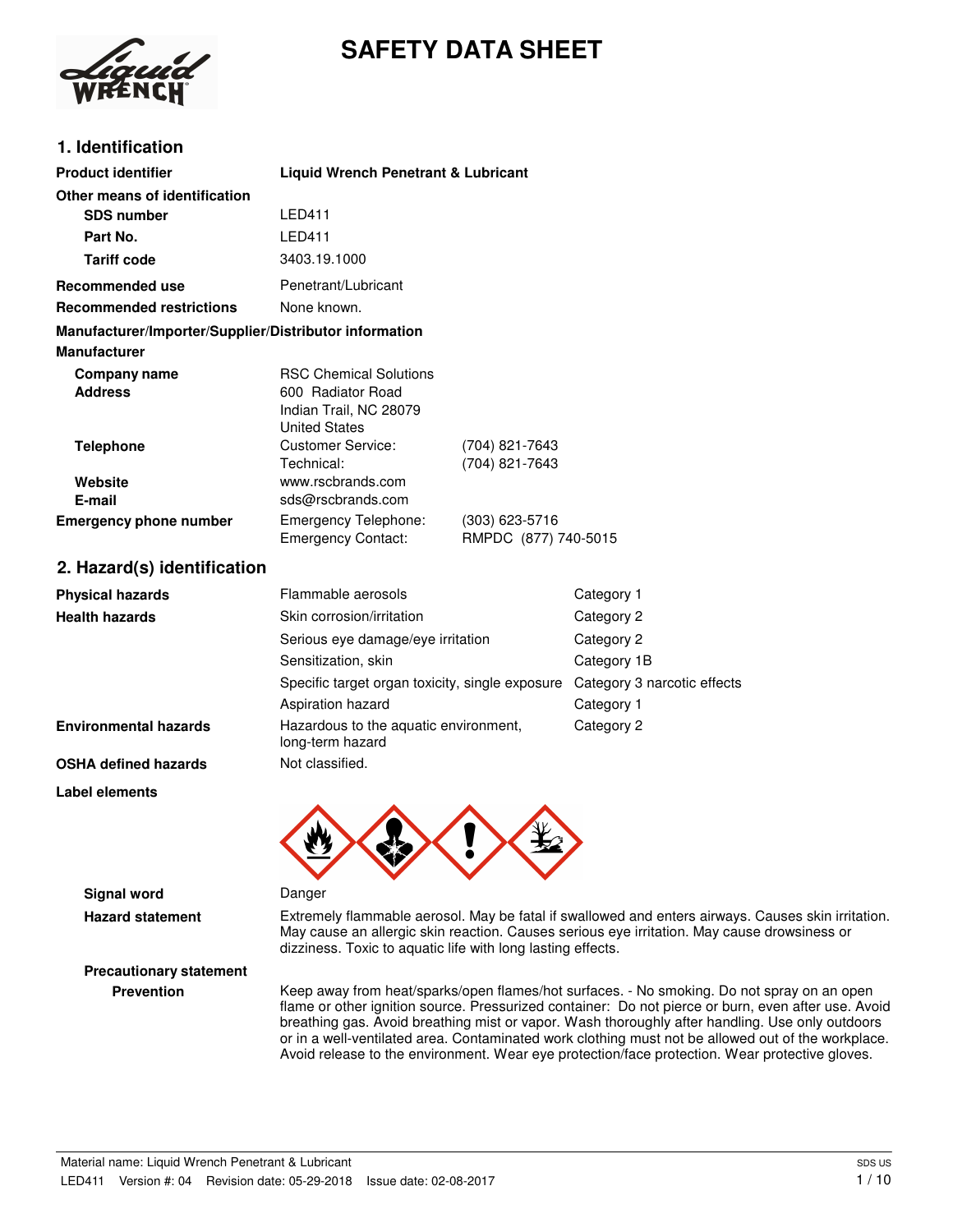# SAFETY DATA SHEET

## 1. Identification

| | | |
|---|---|---|
| **Product identifier** | **Liquid Wrench Penetrant & Lubricant** | |
| **Other means of identification** | | |
| **SDS number** | LED411 | |
| **Part No.** | LED411 | |
| **Tariff code** | 3403.19.1000 | |
| **Recommended use** | Penetrant/Lubricant | |
| **Recommended restrictions** | None known. | |

**Manufacturer/Importer/Supplier/Distributor information**

**Manufacturer**

| | | |
|---|---|---|
| **Company name** | RSC Chemical Solutions | |
| **Address** | 600 Radiator Road<br>Indian Trail, NC 28079<br>United States | |
| **Telephone** | Customer Service: | (704) 821-7643 |
| | Technical: | (704) 821-7643 |
| **Website** | www.rscbrands.com | |
| **E-mail** | sds@rscbrands.com | |
| **Emergency phone number** | Emergency Telephone: | (303) 623-5716 |
| | Emergency Contact: | RMPDC (877) 740-5015 |

## 2. Hazard(s) identification

| | | |
|---|---|---|
| **Physical hazards** | Flammable aerosols | Category 1 |
| **Health hazards** | Skin corrosion/irritation | Category 2 |
| | Serious eye damage/eye irritation | Category 2 |
| | Sensitization, skin | Category 1B |
| | Specific target organ toxicity, single exposure | Category 3 narcotic effects |
| | Aspiration hazard | Category 1 |
| **Environmental hazards** | Hazardous to the aquatic environment, long-term hazard | Category 2 |
| **OSHA defined hazards** | Not classified. | |

**Label elements**

**Signal word** Danger

**Hazard statement** Extremely flammable aerosol. May be fatal if swallowed and enters airways. Causes skin irritation. May cause an allergic skin reaction. Causes serious eye irritation. May cause drowsiness or dizziness. Toxic to aquatic life with long lasting effects.

**Precautionary statement**

**Prevention** Keep away from heat/sparks/open flames/hot surfaces. - No smoking. Do not spray on an open flame or other ignition source. Pressurized container: Do not pierce or burn, even after use. Avoid breathing gas. Avoid breathing mist or vapor. Wash thoroughly after handling. Use only outdoors or in a well-ventilated area. Contaminated work clothing must not be allowed out of the workplace. Avoid release to the environment. Wear eye protection/face protection. Wear protective gloves.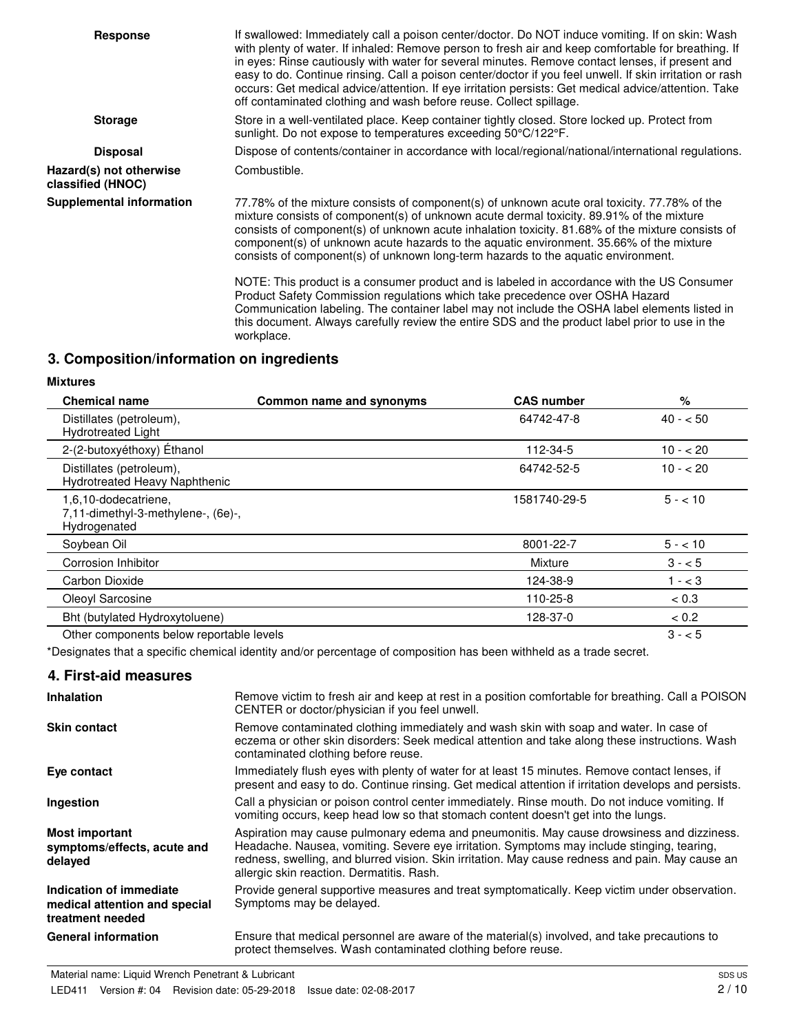| | |
|---|---|
| **Response** | If swallowed: Immediately call a poison center/doctor. Do NOT induce vomiting. If on skin: Wash with plenty of water. If inhaled: Remove person to fresh air and keep comfortable for breathing. If in eyes: Rinse cautiously with water for several minutes. Remove contact lenses, if present and easy to do. Continue rinsing. Call a poison center/doctor if you feel unwell. If skin irritation or rash occurs: Get medical advice/attention. If eye irritation persists: Get medical advice/attention. Take off contaminated clothing and wash before reuse. Collect spillage. |
| **Storage** | Store in a well-ventilated place. Keep container tightly closed. Store locked up. Protect from sunlight. Do not expose to temperatures exceeding 50°C/122°F. |
| **Disposal** | Dispose of contents/container in accordance with local/regional/national/international regulations. |
| **Hazard(s) not otherwise classified (HNOC)** | Combustible. |
| **Supplemental information** | 77.78% of the mixture consists of component(s) of unknown acute oral toxicity. 77.78% of the mixture consists of component(s) of unknown acute dermal toxicity. 89.91% of the mixture consists of component(s) of unknown acute inhalation toxicity. 81.68% of the mixture consists of component(s) of unknown acute hazards to the aquatic environment. 35.66% of the mixture consists of component(s) of unknown long-term hazards to the aquatic environment.<br><br>NOTE: This product is a consumer product and is labeled in accordance with the US Consumer Product Safety Commission regulations which take precedence over OSHA Hazard Communication labeling. The container label may not include the OSHA label elements listed in this document. Always carefully review the entire SDS and the product label prior to use in the workplace. |

## 3. Composition/information on ingredients

**Mixtures**

| Chemical name | Common name and synonyms | CAS number | % |
|---|---|---|---|
| Distillates (petroleum), Hydrotreated Light | | 64742-47-8 | 40 - < 50 |
| 2-(2-butoxyéthoxy) Éthanol | | 112-34-5 | 10 - < 20 |
| Distillates (petroleum), Hydrotreated Heavy Naphthenic | | 64742-52-5 | 10 - < 20 |
| 1,6,10-dodecatriene, 7,11-dimethyl-3-methylene-, (6e)-, Hydrogenated | | 1581740-29-5 | 5 - < 10 |
| Soybean Oil | | 8001-22-7 | 5 - < 10 |
| Corrosion Inhibitor | | Mixture | 3 - < 5 |
| Carbon Dioxide | | 124-38-9 | 1 - < 3 |
| Oleoyl Sarcosine | | 110-25-8 | < 0.3 |
| Bht (butylated Hydroxytoluene) | | 128-37-0 | < 0.2 |
| Other components below reportable levels | | | 3 - < 5 |

*Designates that a specific chemical identity and/or percentage of composition has been withheld as a trade secret.

## 4. First-aid measures

| | |
|---|---|
| **Inhalation** | Remove victim to fresh air and keep at rest in a position comfortable for breathing. Call a POISON CENTER or doctor/physician if you feel unwell. |
| **Skin contact** | Remove contaminated clothing immediately and wash skin with soap and water. In case of eczema or other skin disorders: Seek medical attention and take along these instructions. Wash contaminated clothing before reuse. |
| **Eye contact** | Immediately flush eyes with plenty of water for at least 15 minutes. Remove contact lenses, if present and easy to do. Continue rinsing. Get medical attention if irritation develops and persists. |
| **Ingestion** | Call a physician or poison control center immediately. Rinse mouth. Do not induce vomiting. If vomiting occurs, keep head low so that stomach content doesn't get into the lungs. |
| **Most important symptoms/effects, acute and delayed** | Aspiration may cause pulmonary edema and pneumonitis. May cause drowsiness and dizziness. Headache. Nausea, vomiting. Severe eye irritation. Symptoms may include stinging, tearing, redness, swelling, and blurred vision. Skin irritation. May cause redness and pain. May cause an allergic skin reaction. Dermatitis. Rash. |
| **Indication of immediate medical attention and special treatment needed** | Provide general supportive measures and treat symptomatically. Keep victim under observation. Symptoms may be delayed. |
| **General information** | Ensure that medical personnel are aware of the material(s) involved, and take precautions to protect themselves. Wash contaminated clothing before reuse. |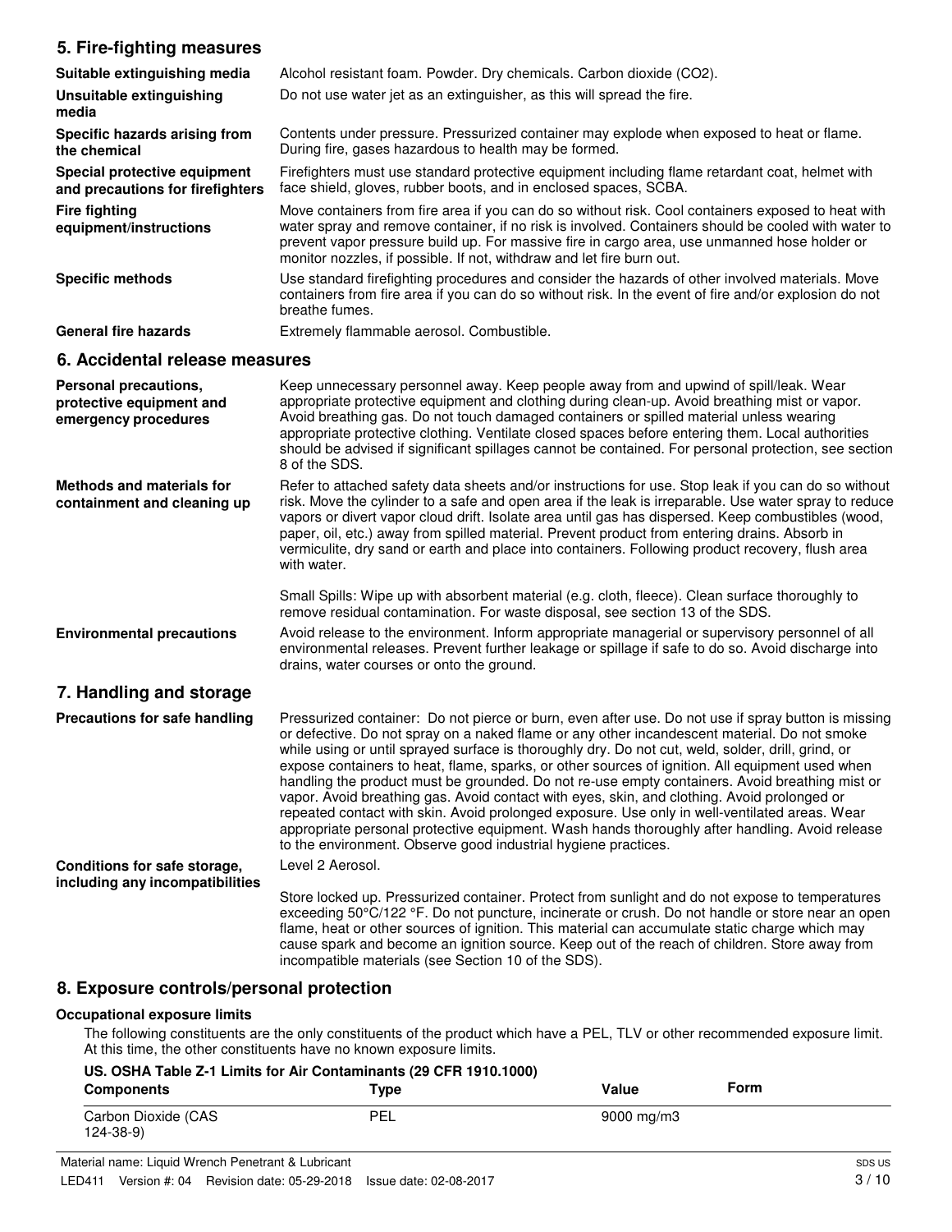## 5. Fire-fighting measures

| | |
|---|---|
| **Suitable extinguishing media** | Alcohol resistant foam. Powder. Dry chemicals. Carbon dioxide ($CO_2$). |
| **Unsuitable extinguishing media** | Do not use water jet as an extinguisher, as this will spread the fire. |
| **Specific hazards arising from the chemical** | Contents under pressure. Pressurized container may explode when exposed to heat or flame. During fire, gases hazardous to health may be formed. |
| **Special protective equipment and precautions for firefighters** | Firefighters must use standard protective equipment including flame retardant coat, helmet with face shield, gloves, rubber boots, and in enclosed spaces, SCBA. |
| **Fire fighting equipment/instructions** | Move containers from fire area if you can do so without risk. Cool containers exposed to heat with water spray and remove container, if no risk is involved. Containers should be cooled with water to prevent vapor pressure build up. For massive fire in cargo area, use unmanned hose holder or monitor nozzles, if possible. If not, withdraw and let fire burn out. |
| **Specific methods** | Use standard firefighting procedures and consider the hazards of other involved materials. Move containers from fire area if you can do so without risk. In the event of fire and/or explosion do not breathe fumes. |
| **General fire hazards** | Extremely flammable aerosol. Combustible. |

## 6. Accidental release measures

| | |
|---|---|
| **Personal precautions, protective equipment and emergency procedures** | Keep unnecessary personnel away. Keep people away from and upwind of spill/leak. Wear appropriate protective equipment and clothing during clean-up. Avoid breathing mist or vapor. Avoid breathing gas. Do not touch damaged containers or spilled material unless wearing appropriate protective clothing. Ventilate closed spaces before entering them. Local authorities should be advised if significant spillages cannot be contained. For personal protection, see section 8 of the SDS. |
| **Methods and materials for containment and cleaning up** | Refer to attached safety data sheets and/or instructions for use. Stop leak if you can do so without risk. Move the cylinder to a safe and open area if the leak is irreparable. Use water spray to reduce vapors or divert vapor cloud drift. Isolate area until gas has dispersed. Keep combustibles (wood, paper, oil, etc.) away from spilled material. Prevent product from entering drains. Absorb in vermiculite, dry sand or earth and place into containers. Following product recovery, flush area with water.<br><br>Small Spills: Wipe up with absorbent material (e.g. cloth, fleece). Clean surface thoroughly to remove residual contamination. For waste disposal, see section 13 of the SDS. |
| **Environmental precautions** | Avoid release to the environment. Inform appropriate managerial or supervisory personnel of all environmental releases. Prevent further leakage or spillage if safe to do so. Avoid discharge into drains, water courses or onto the ground. |

## 7. Handling and storage

| | |
|---|---|
| **Precautions for safe handling** | Pressurized container: Do not pierce or burn, even after use. Do not use if spray button is missing or defective. Do not spray on a naked flame or any other incandescent material. Do not smoke while using or until sprayed surface is thoroughly dry. Do not cut, weld, solder, drill, grind, or expose containers to heat, flame, sparks, or other sources of ignition. All equipment used when handling the product must be grounded. Do not re-use empty containers. Avoid breathing mist or vapor. Avoid breathing gas. Avoid contact with eyes, skin, and clothing. Avoid prolonged or repeated contact with skin. Avoid prolonged exposure. Use only in well-ventilated areas. Wear appropriate personal protective equipment. Wash hands thoroughly after handling. Avoid release to the environment. Observe good industrial hygiene practices. |
| **Conditions for safe storage, including any incompatibilities** | Level 2 Aerosol.<br><br>Store locked up. Pressurized container. Protect from sunlight and do not expose to temperatures exceeding 50°C/122 °F. Do not puncture, incinerate or crush. Do not handle or store near an open flame, heat or other sources of ignition. This material can accumulate static charge which may cause spark and become an ignition source. Keep out of the reach of children. Store away from incompatible materials (see Section 10 of the SDS). |

## 8. Exposure controls/personal protection

### Occupational exposure limits

The following constituents are the only constituents of the product which have a PEL, TLV or other recommended exposure limit. At this time, the other constituents have no known exposure limits.

**US. OSHA Table Z-1 Limits for Air Contaminants (29 CFR 1910.1000)**

| Components | Type | Value | Form |
|---|---|---|---|
| Carbon Dioxide (CAS 124-38-9) | PEL | 9000 mg/m3 | |

Material name: Liquid Wrench Penetrant & Lubricant

LED411 Version #: 04 Revision date: 05-29-2018 Issue date: 02-08-2017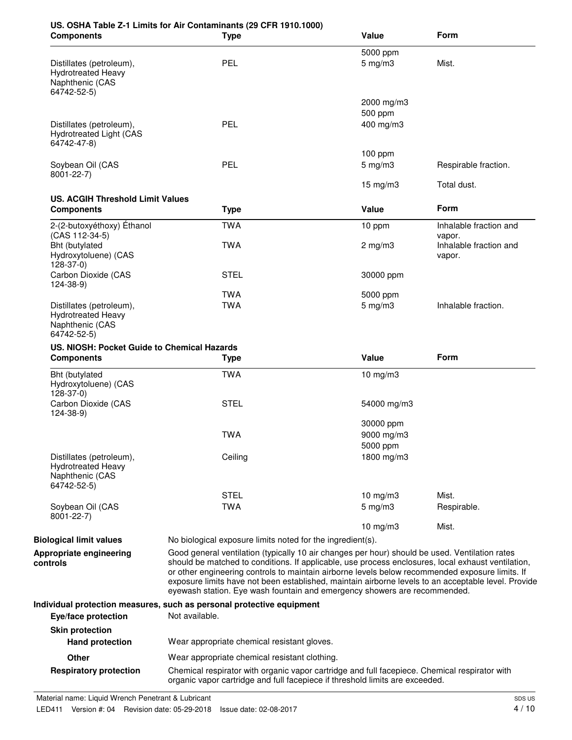**US. OSHA Table Z-1 Limits for Air Contaminants (29 CFR 1910.1000)**

| Components | Type | Value | Form |
|---|---|---|---|
| | | 5000 ppm | |
| Distillates (petroleum), Hydrotreated Heavy Naphthenic (CAS 64742-52-5) | PEL | 5 mg/m3 | Mist. |
| | | 2000 mg/m3 | |
| | | 500 ppm | |
| Distillates (petroleum), Hydrotreated Light (CAS 64742-47-8) | PEL | 400 mg/m3 | |
| | | 100 ppm | |
| Soybean Oil (CAS 8001-22-7) | PEL | 5 mg/m3 | Respirable fraction. |
| | | 15 mg/m3 | Total dust. |

**US. ACGIH Threshold Limit Values**

| Components | Type | Value | Form |
|---|---|---|---|
| 2-(2-butoxyéthoxy) Éthanol (CAS 112-34-5) | TWA | 10 ppm | Inhalable fraction and vapor. |
| Bht (butylated Hydroxytoluene) (CAS 128-37-0) | TWA | 2 mg/m3 | Inhalable fraction and vapor. |
| Carbon Dioxide (CAS 124-38-9) | STEL | 30000 ppm | |
| | TWA | 5000 ppm | |
| Distillates (petroleum), Hydrotreated Heavy Naphthenic (CAS 64742-52-5) | TWA | 5 mg/m3 | Inhalable fraction. |

**US. NIOSH: Pocket Guide to Chemical Hazards**

| Components | Type | Value | Form |
|---|---|---|---|
| Bht (butylated Hydroxytoluene) (CAS 128-37-0) | TWA | 10 mg/m3 | |
| Carbon Dioxide (CAS 124-38-9) | STEL | 54000 mg/m3 | |
| | | 30000 ppm | |
| | TWA | 9000 mg/m3 | |
| | | 5000 ppm | |
| Distillates (petroleum), Hydrotreated Heavy Naphthenic (CAS 64742-52-5) | Ceiling | 1800 mg/m3 | |
| | STEL | 10 mg/m3 | Mist. |
| Soybean Oil (CAS 8001-22-7) | TWA | 5 mg/m3 | Respirable. |
| | | 10 mg/m3 | Mist. |

**Biological limit values**
No biological exposure limits noted for the ingredient(s).

**Appropriate engineering controls**
Good general ventilation (typically 10 air changes per hour) should be used. Ventilation rates should be matched to conditions. If applicable, use process enclosures, local exhaust ventilation, or other engineering controls to maintain airborne levels below recommended exposure limits. If exposure limits have not been established, maintain airborne levels to an acceptable level. Provide eyewash station. Eye wash fountain and emergency showers are recommended.

**Individual protection measures, such as personal protective equipment**

**Eye/face protection**
Not available.

**Skin protection**

**Hand protection**
Wear appropriate chemical resistant gloves.

**Other**
Wear appropriate chemical resistant clothing.

**Respiratory protection**
Chemical respirator with organic vapor cartridge and full facepiece. Chemical respirator with organic vapor cartridge and full facepiece if threshold limits are exceeded.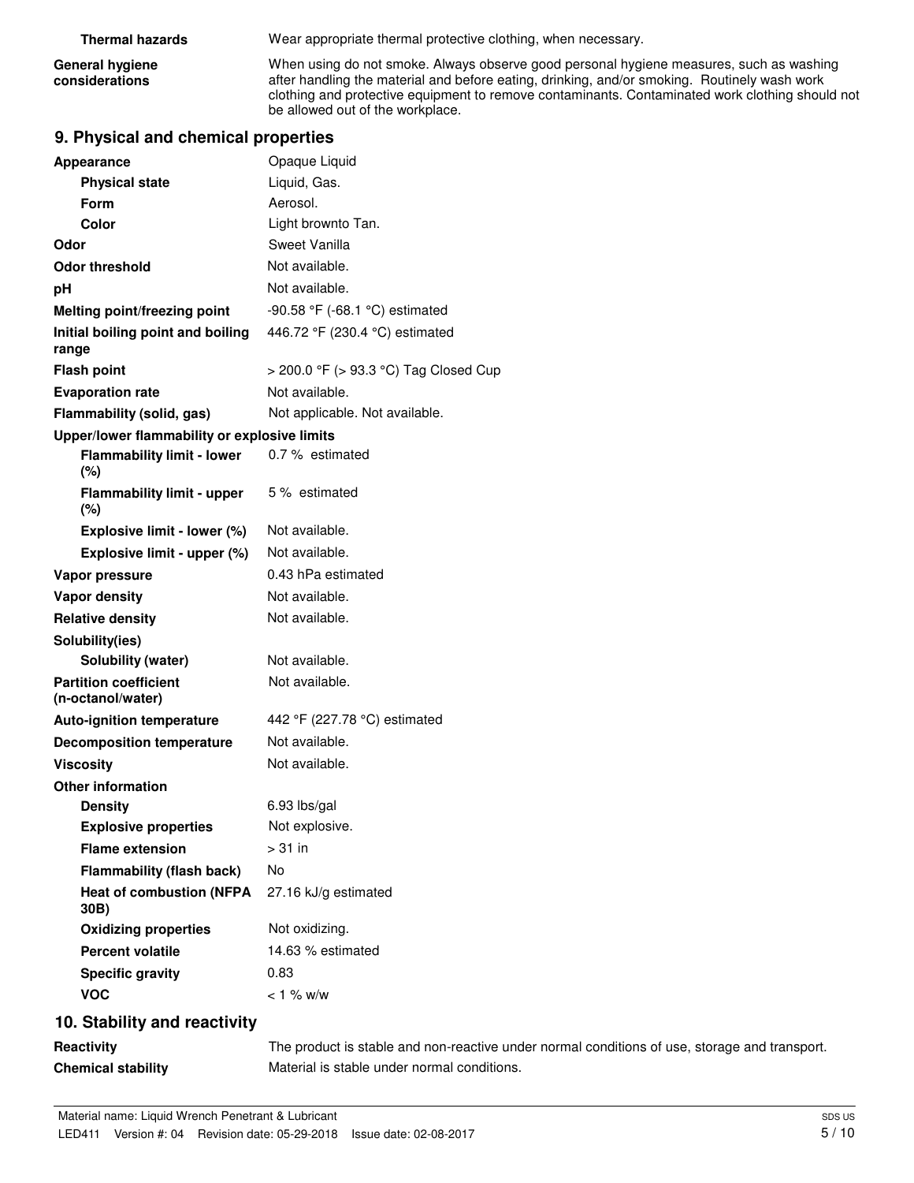| | |
|---|---|
| **Thermal hazards** | Wear appropriate thermal protective clothing, when necessary. |
| **General hygiene considerations** | When using do not smoke. Always observe good personal hygiene measures, such as washing after handling the material and before eating, drinking, and/or smoking. Routinely wash work clothing and protective equipment to remove contaminants. Contaminated work clothing should not be allowed out of the workplace. |

## 9. Physical and chemical properties

| | |
|---|---|
| **Appearance** | Opaque Liquid |
| **Physical state** | Liquid, Gas. |
| **Form** | Aerosol. |
| **Color** | Light brownto Tan. |
| **Odor** | Sweet Vanilla |
| **Odor threshold** | Not available. |
| **pH** | Not available. |
| **Melting point/freezing point** | -90.58 °F (-68.1 °C) estimated |
| **Initial boiling point and boiling range** | 446.72 °F (230.4 °C) estimated |
| **Flash point** | > 200.0 °F (> 93.3 °C) Tag Closed Cup |
| **Evaporation rate** | Not available. |
| **Flammability (solid, gas)** | Not applicable. Not available. |
| **Upper/lower flammability or explosive limits** | |
| **Flammability limit - lower (%)** | 0.7 % estimated |
| **Flammability limit - upper (%)** | 5 % estimated |
| **Explosive limit - lower (%)** | Not available. |
| **Explosive limit - upper (%)** | Not available. |
| **Vapor pressure** | 0.43 hPa estimated |
| **Vapor density** | Not available. |
| **Relative density** | Not available. |
| **Solubility(ies)** | |
| **Solubility (water)** | Not available. |
| **Partition coefficient (n-octanol/water)** | Not available. |
| **Auto-ignition temperature** | 442 °F (227.78 °C) estimated |
| **Decomposition temperature** | Not available. |
| **Viscosity** | Not available. |
| **Other information** | |
| **Density** | 6.93 lbs/gal |
| **Explosive properties** | Not explosive. |
| **Flame extension** | > 31 in |
| **Flammability (flash back)** | No |
| **Heat of combustion (NFPA 30B)** | 27.16 kJ/g estimated |
| **Oxidizing properties** | Not oxidizing. |
| **Percent volatile** | 14.63 % estimated |
| **Specific gravity** | 0.83 |
| **VOC** | < 1 % w/w |

## 10. Stability and reactivity

| | |
|---|---|
| **Reactivity** | The product is stable and non-reactive under normal conditions of use, storage and transport. |
| **Chemical stability** | Material is stable under normal conditions. |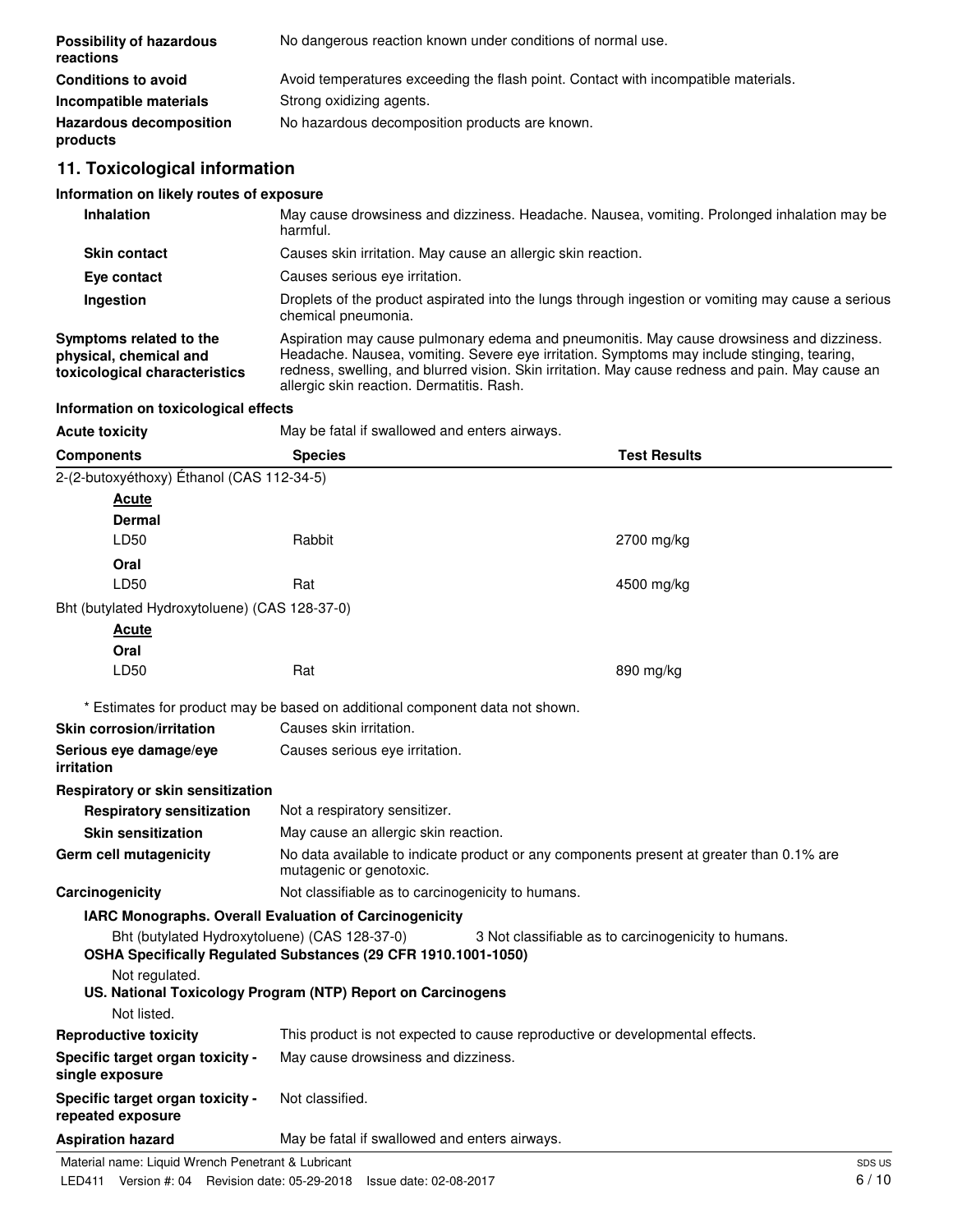| | |
|---|---|
| **Possibility of hazardous reactions** | No dangerous reaction known under conditions of normal use. |
| **Conditions to avoid** | Avoid temperatures exceeding the flash point. Contact with incompatible materials. |
| **Incompatible materials** | Strong oxidizing agents. |
| **Hazardous decomposition products** | No hazardous decomposition products are known. |

## 11. Toxicological information

### Information on likely routes of exposure

| | |
|---|---|
| **Inhalation** | May cause drowsiness and dizziness. Headache. Nausea, vomiting. Prolonged inhalation may be harmful. |
| **Skin contact** | Causes skin irritation. May cause an allergic skin reaction. |
| **Eye contact** | Causes serious eye irritation. |
| **Ingestion** | Droplets of the product aspirated into the lungs through ingestion or vomiting may cause a serious chemical pneumonia. |
| **Symptoms related to the physical, chemical and toxicological characteristics** | Aspiration may cause pulmonary edema and pneumonitis. May cause drowsiness and dizziness. Headache. Nausea, vomiting. Severe eye irritation. Symptoms may include stinging, tearing, redness, swelling, and blurred vision. Skin irritation. May cause redness and pain. May cause an allergic skin reaction. Dermatitis. Rash. |

### Information on toxicological effects

**Acute toxicity** May be fatal if swallowed and enters airways.

| Components | Species | Test Results |
|---|---|---|
| 2-(2-butoxyéthoxy) Éthanol (CAS 112-34-5) | | |
| **Acute** | | |
| **Dermal** | | |
| LD50 | Rabbit | 2700 mg/kg |
| **Oral** | | |
| LD50 | Rat | 4500 mg/kg |
| Bht (butylated Hydroxytoluene) (CAS 128-37-0) | | |
| **Acute** | | |
| **Oral** | | |
| LD50 | Rat | 890 mg/kg |

\* Estimates for product may be based on additional component data not shown.

| | |
|---|---|
| **Skin corrosion/irritation** | Causes skin irritation. |
| **Serious eye damage/eye irritation** | Causes serious eye irritation. |

**Respiratory or skin sensitization**

| | |
|---|---|
| **Respiratory sensitization** | Not a respiratory sensitizer. |
| **Skin sensitization** | May cause an allergic skin reaction. |
| **Germ cell mutagenicity** | No data available to indicate product or any components present at greater than 0.1% are mutagenic or genotoxic. |
| **Carcinogenicity** | Not classifiable as to carcinogenicity to humans. |

**IARC Monographs. Overall Evaluation of Carcinogenicity**

Bht (butylated Hydroxytoluene) (CAS 128-37-0) 3 Not classifiable as to carcinogenicity to humans.

**OSHA Specifically Regulated Substances (29 CFR 1910.1001-1050)**

Not regulated.

**US. National Toxicology Program (NTP) Report on Carcinogens**

Not listed.

| | |
|---|---|
| **Reproductive toxicity** | This product is not expected to cause reproductive or developmental effects. |
| **Specific target organ toxicity - single exposure** | May cause drowsiness and dizziness. |
| **Specific target organ toxicity - repeated exposure** | Not classified. |
| **Aspiration hazard** | May be fatal if swallowed and enters airways. |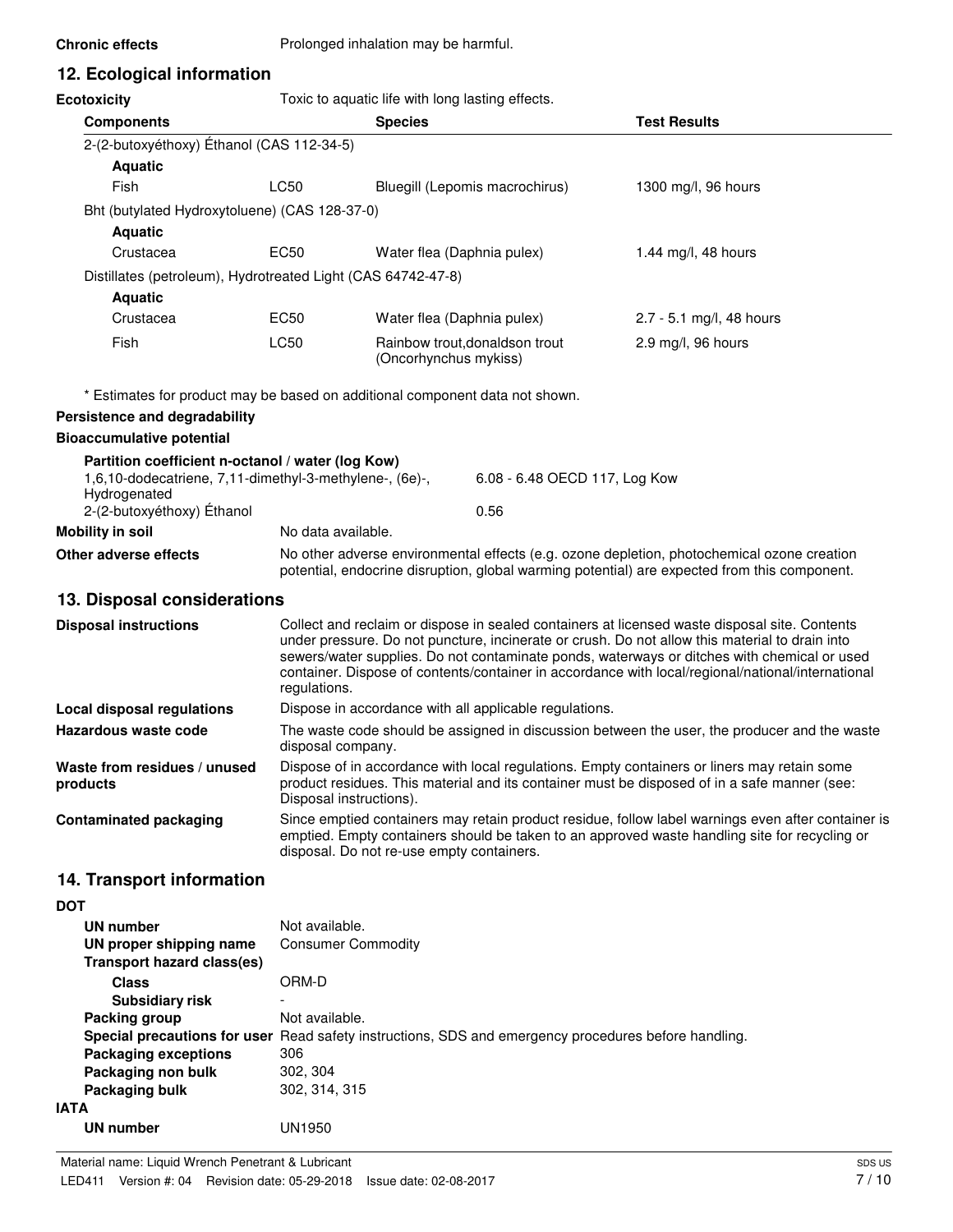**Chronic effects** Prolonged inhalation may be harmful.

## 12. Ecological information

**Ecotoxicity** Toxic to aquatic life with long lasting effects.

| Components | | Species | Test Results |
|---|---|---|---|
| 2-(2-butoxyéthoxy) Éthanol (CAS 112-34-5) | | | |
| **Aquatic** | | | |
| Fish | LC50 | Bluegill (Lepomis macrochirus) | 1300 mg/l, 96 hours |
| Bht (butylated Hydroxytoluene) (CAS 128-37-0) | | | |
| **Aquatic** | | | |
| Crustacea | EC50 | Water flea (Daphnia pulex) | 1.44 mg/l, 48 hours |
| Distillates (petroleum), Hydrotreated Light (CAS 64742-47-8) | | | |
| **Aquatic** | | | |
| Crustacea | EC50 | Water flea (Daphnia pulex) | 2.7 - 5.1 mg/l, 48 hours |
| Fish | LC50 | Rainbow trout,donaldson trout (Oncorhynchus mykiss) | 2.9 mg/l, 96 hours |

\* Estimates for product may be based on additional component data not shown.

**Persistence and degradability**

**Bioaccumulative potential**

**Partition coefficient n-octanol / water (log Kow)**

| | |
|---|---|
| 1,6,10-dodecatriene, 7,11-dimethyl-3-methylene-, (6e)-, Hydrogenated | 6.08 - 6.48 OECD 117, Log Kow |
| 2-(2-butoxyéthoxy) Éthanol | 0.56 |

**Mobility in soil** No data available.

**Other adverse effects** No other adverse environmental effects (e.g. ozone depletion, photochemical ozone creation potential, endocrine disruption, global warming potential) are expected from this component.

## 13. Disposal considerations

**Disposal instructions** Collect and reclaim or dispose in sealed containers at licensed waste disposal site. Contents under pressure. Do not puncture, incinerate or crush. Do not allow this material to drain into sewers/water supplies. Do not contaminate ponds, waterways or ditches with chemical or used container. Dispose of contents/container in accordance with local/regional/national/international regulations.

**Local disposal regulations** Dispose in accordance with all applicable regulations.

**Hazardous waste code** The waste code should be assigned in discussion between the user, the producer and the waste disposal company.

**Waste from residues / unused products** Dispose of in accordance with local regulations. Empty containers or liners may retain some product residues. This material and its container must be disposed of in a safe manner (see: Disposal instructions).

**Contaminated packaging** Since emptied containers may retain product residue, follow label warnings even after container is emptied. Empty containers should be taken to an approved waste handling site for recycling or disposal. Do not re-use empty containers.

## 14. Transport information

**DOT**

**UN number** Not available.
**UN proper shipping name** Consumer Commodity
**Transport hazard class(es)**
**Class** ORM-D
**Subsidiary risk** -
**Packing group** Not available.
**Special precautions for user** Read safety instructions, SDS and emergency procedures before handling.
**Packaging exceptions** 306
**Packaging non bulk** 302, 304
**Packaging bulk** 302, 314, 315

**IATA**

**UN number** UN1950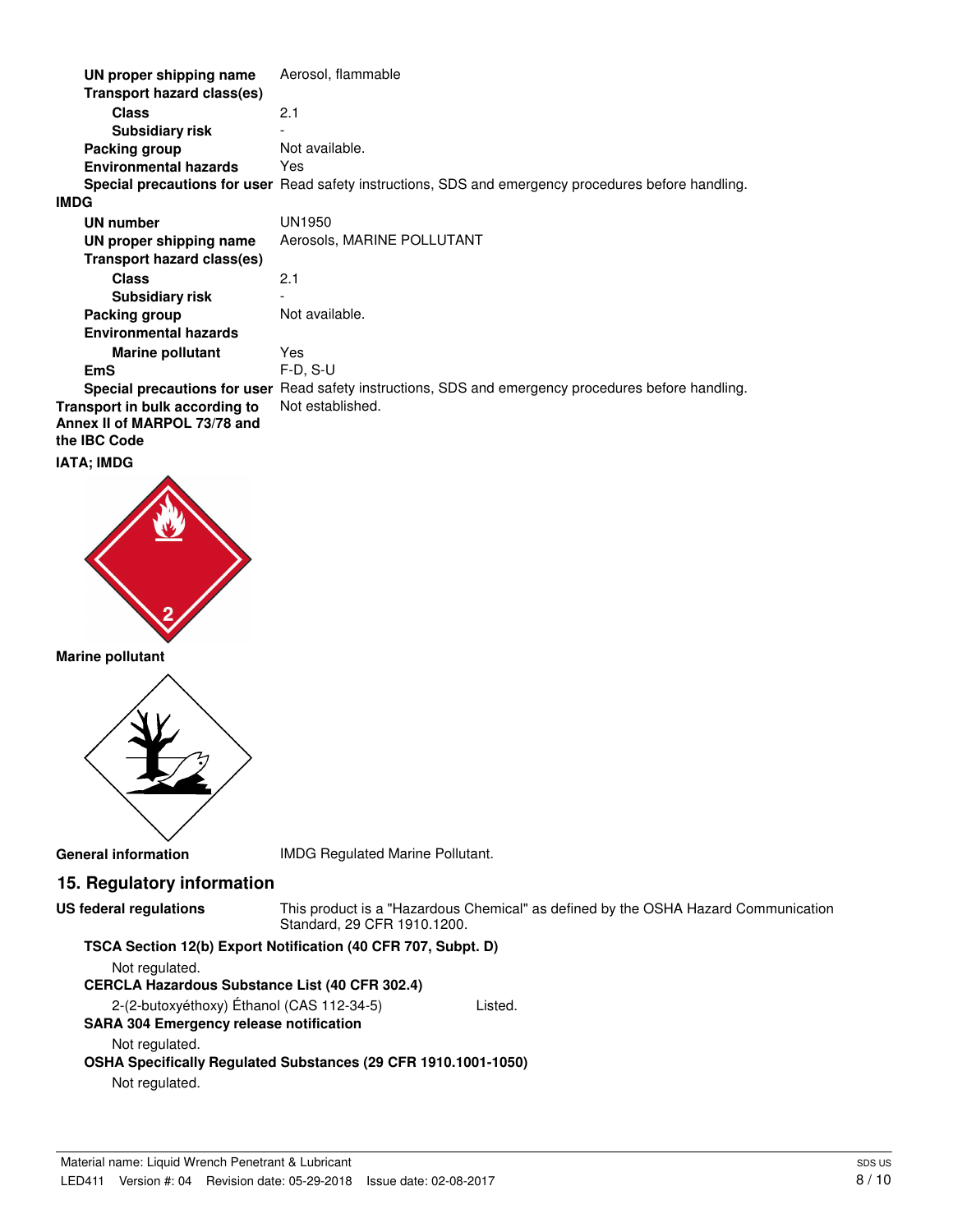| | |
|---|---|
| **UN proper shipping name** | Aerosol, flammable |
| **Transport hazard class(es)** | |
| **Class** | 2.1 |
| **Subsidiary risk** | - |
| **Packing group** | Not available. |
| **Environmental hazards** | Yes |
| **Special precautions for user** | Read safety instructions, SDS and emergency procedures before handling. |

**IMDG**

| | |
|---|---|
| **UN number** | UN1950 |
| **UN proper shipping name** | Aerosols, MARINE POLLUTANT |
| **Transport hazard class(es)** | |
| **Class** | 2.1 |
| **Subsidiary risk** | - |
| **Packing group** | Not available. |
| **Environmental hazards** | |
| **Marine pollutant** | Yes |
| **EmS** | F-D, S-U |
| **Special precautions for user** | Read safety instructions, SDS and emergency procedures before handling. |

**Transport in bulk according to Annex II of MARPOL 73/78 and the IBC Code** Not established.

**IATA; IMDG**

**Marine pollutant**

**General information** IMDG Regulated Marine Pollutant.

## 15. Regulatory information

**US federal regulations** This product is a "Hazardous Chemical" as defined by the OSHA Hazard Communication Standard, 29 CFR 1910.1200.

**TSCA Section 12(b) Export Notification (40 CFR 707, Subpt. D)**

Not regulated.

**CERCLA Hazardous Substance List (40 CFR 302.4)**

2-(2-butoxyéthoxy) Éthanol (CAS 112-34-5) Listed.

**SARA 304 Emergency release notification**

Not regulated.

**OSHA Specifically Regulated Substances (29 CFR 1910.1001-1050)**

Not regulated.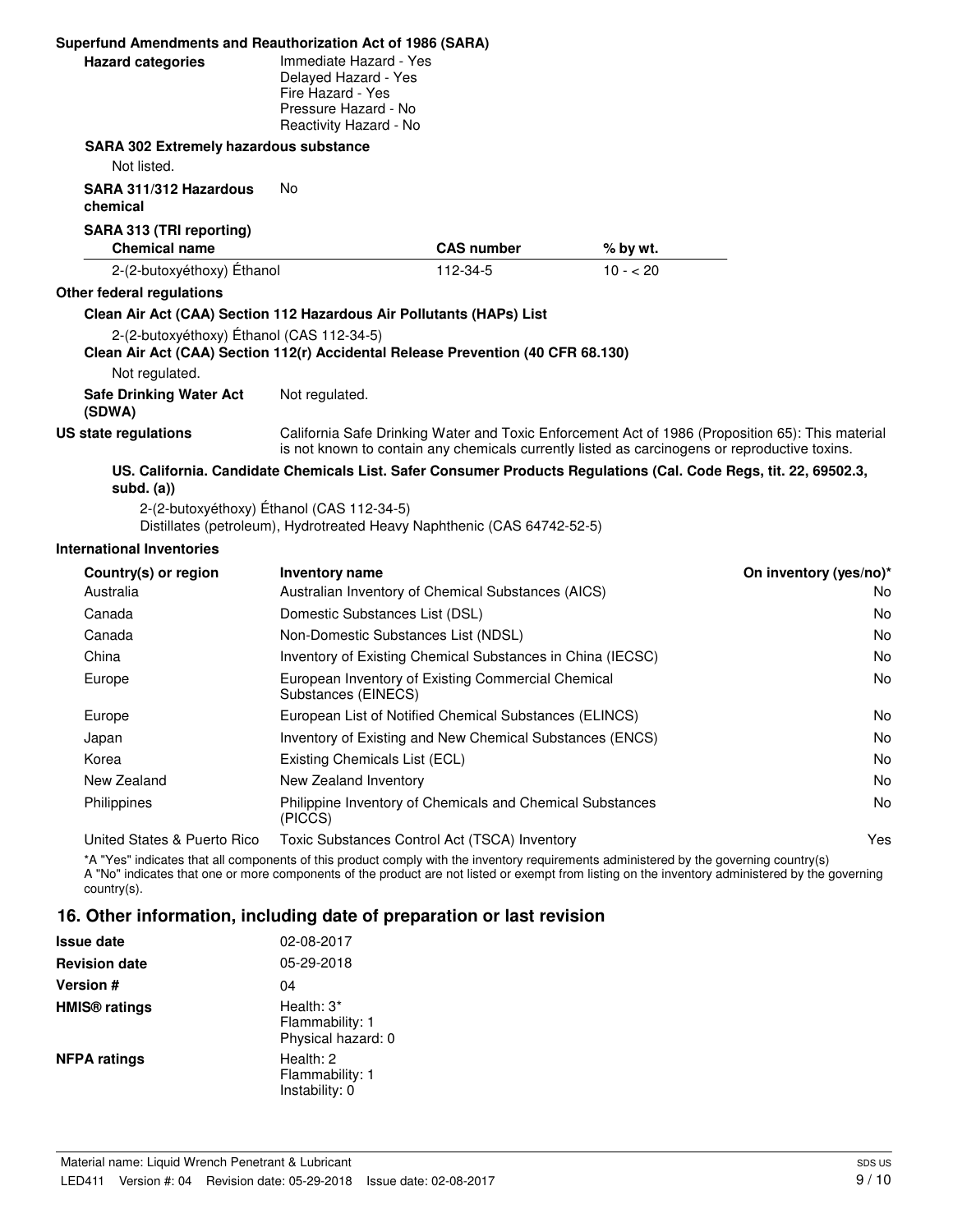**Superfund Amendments and Reauthorization Act of 1986 (SARA)**

**Hazard categories**
Immediate Hazard - Yes
Delayed Hazard - Yes
Fire Hazard - Yes
Pressure Hazard - No
Reactivity Hazard - No

**SARA 302 Extremely hazardous substance**

Not listed.

**SARA 311/312 Hazardous chemical** No

**SARA 313 (TRI reporting)**

| Chemical name | CAS number | % by wt. |
|---|---|---|
| 2-(2-butoxyéthoxy) Éthanol | 112-34-5 | 10 - < 20 |

**Other federal regulations**

**Clean Air Act (CAA) Section 112 Hazardous Air Pollutants (HAPs) List**

2-(2-butoxyéthoxy) Éthanol (CAS 112-34-5)

**Clean Air Act (CAA) Section 112(r) Accidental Release Prevention (40 CFR 68.130)**

Not regulated.

**Safe Drinking Water Act (SDWA)** Not regulated.

**US state regulations** California Safe Drinking Water and Toxic Enforcement Act of 1986 (Proposition 65): This material is not known to contain any chemicals currently listed as carcinogens or reproductive toxins.

**US. California. Candidate Chemicals List. Safer Consumer Products Regulations (Cal. Code Regs, tit. 22, 69502.3, subd. (a))**

2-(2-butoxyéthoxy) Éthanol (CAS 112-34-5)
Distillates (petroleum), Hydrotreated Heavy Naphthenic (CAS 64742-52-5)

**International Inventories**

| Country(s) or region | Inventory name | On inventory (yes/no)* |
|---|---|---|
| Australia | Australian Inventory of Chemical Substances (AICS) | No |
| Canada | Domestic Substances List (DSL) | No |
| Canada | Non-Domestic Substances List (NDSL) | No |
| China | Inventory of Existing Chemical Substances in China (IECSC) | No |
| Europe | European Inventory of Existing Commercial Chemical Substances (EINECS) | No |
| Europe | European List of Notified Chemical Substances (ELINCS) | No |
| Japan | Inventory of Existing and New Chemical Substances (ENCS) | No |
| Korea | Existing Chemicals List (ECL) | No |
| New Zealand | New Zealand Inventory | No |
| Philippines | Philippine Inventory of Chemicals and Chemical Substances (PICCS) | No |
| United States & Puerto Rico | Toxic Substances Control Act (TSCA) Inventory | Yes |

*A "Yes" indicates that all components of this product comply with the inventory requirements administered by the governing country(s)
A "No" indicates that one or more components of the product are not listed or exempt from listing on the inventory administered by the governing country(s).

## 16. Other information, including date of preparation or last revision

**Issue date** 02-08-2017

**Revision date** 05-29-2018

**Version #** 04

**HMIS® ratings**
Health: 3*
Flammability: 1
Physical hazard: 0

**NFPA ratings**
Health: 2
Flammability: 1
Instability: 0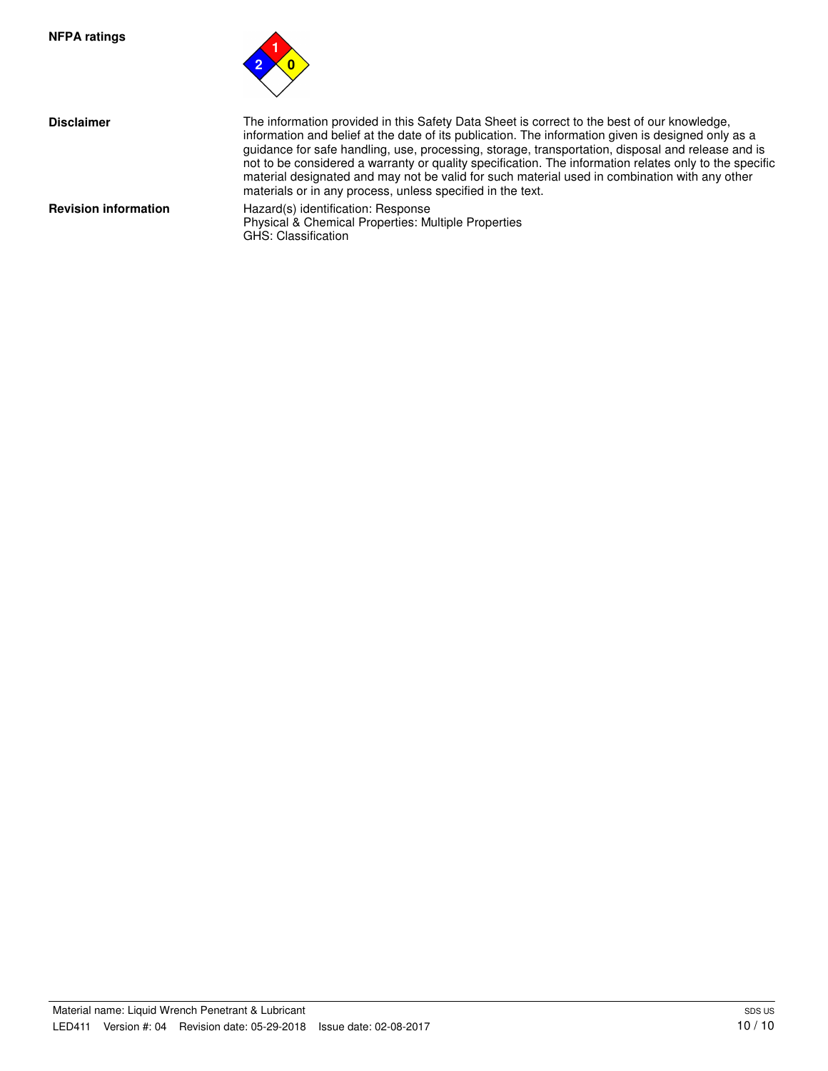**NFPA ratings**

1
2 0

**Disclaimer**

The information provided in this Safety Data Sheet is correct to the best of our knowledge, information and belief at the date of its publication. The information given is designed only as a guidance for safe handling, use, processing, storage, transportation, disposal and release and is not to be considered a warranty or quality specification. The information relates only to the specific material designated and may not be valid for such material used in combination with any other materials or in any process, unless specified in the text.

**Revision information**

Hazard(s) identification: Response
Physical & Chemical Properties: Multiple Properties
GHS: Classification